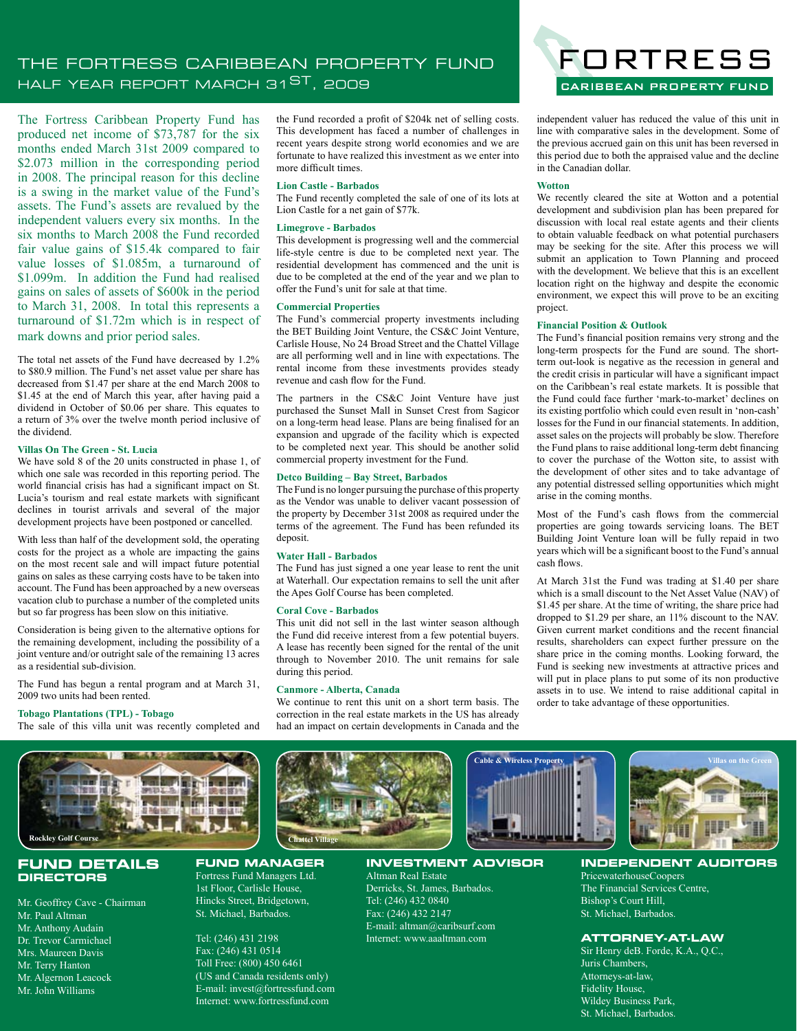# THE FORTRESS CARIBBEAN PROPERTY FUND

## HALF YEAR REPORT MARCH 31ST, 2009

FORTRESS
CARIBBEAN PROPERTY FUND

The Fortress Caribbean Property Fund has produced net income of $73,787 for the six months ended March 31st 2009 compared to $2.073 million in the corresponding period in 2008. The principal reason for this decline is a swing in the market value of the Fund's assets. The Fund's assets are revalued by the independent valuers every six months. In the six months to March 2008 the Fund recorded fair value gains of $15.4k compared to fair value losses of $1.085m, a turnaround of $1.099m. In addition the Fund had realised gains on sales of assets of $600k in the period to March 31, 2008. In total this represents a turnaround of $1.72m which is in respect of mark downs and prior period sales.

The total net assets of the Fund have decreased by 1.2% to $80.9 million. The Fund's net asset value per share has decreased from $1.47 per share at the end March 2008 to $1.45 at the end of March this year, after having paid a dividend in October of $0.06 per share. This equates to a return of 3% over the twelve month period inclusive of the dividend.

### Villas On The Green - St. Lucia

We have sold 8 of the 20 units constructed in phase 1, of which one sale was recorded in this reporting period. The world financial crisis has had a significant impact on St. Lucia's tourism and real estate markets with significant declines in tourist arrivals and several of the major development projects have been postponed or cancelled.

With less than half of the development sold, the operating costs for the project as a whole are impacting the gains on the most recent sale and will impact future potential gains on sales as these carrying costs have to be taken into account. The Fund has been approached by a new overseas vacation club to purchase a number of the completed units but so far progress has been slow on this initiative.

Consideration is being given to the alternative options for the remaining development, including the possibility of a joint venture and/or outright sale of the remaining 13 acres as a residential sub-division.

The Fund has begun a rental program and at March 31, 2009 two units had been rented.

### Tobago Plantations (TPL) - Tobago

The sale of this villa unit was recently completed and the Fund recorded a profit of $204k net of selling costs. This development has faced a number of challenges in recent years despite strong world economies and we are fortunate to have realized this investment as we enter into more difficult times.

### Lion Castle - Barbados

The Fund recently completed the sale of one of its lots at Lion Castle for a net gain of $77k.

### Limegrove - Barbados

This development is progressing well and the commercial life-style centre is due to be completed next year. The residential development has commenced and the unit is due to be completed at the end of the year and we plan to offer the Fund's unit for sale at that time.

### Commercial Properties

The Fund's commercial property investments including the BET Building Joint Venture, the CS&C Joint Venture, Carlisle House, No 24 Broad Street and the Chattel Village are all performing well and in line with expectations. The rental income from these investments provides steady revenue and cash flow for the Fund.

The partners in the CS&C Joint Venture have just purchased the Sunset Mall in Sunset Crest from Sagicor on a long-term head lease. Plans are being finalised for an expansion and upgrade of the facility which is expected to be completed next year. This should be another solid commercial property investment for the Fund.

### Detco Building – Bay Street, Barbados

The Fund is no longer pursuing the purchase of this property as the Vendor was unable to deliver vacant possession of the property by December 31st 2008 as required under the terms of the agreement. The Fund has been refunded its deposit.

### Water Hall - Barbados

The Fund has just signed a one year lease to rent the unit at Waterhall. Our expectation remains to sell the unit after the Apes Golf Course has been completed.

### Coral Cove - Barbados

This unit did not sell in the last winter season although the Fund did receive interest from a few potential buyers. A lease has recently been signed for the rental of the unit through to November 2010. The unit remains for sale during this period.

### Canmore - Alberta, Canada

We continue to rent this unit on a short term basis. The correction in the real estate markets in the US has already had an impact on certain developments in Canada and the independent valuer has reduced the value of this unit in line with comparative sales in the development. Some of the previous accrued gain on this unit has been reversed in this period due to both the appraised value and the decline in the Canadian dollar.

### Wotton

We recently cleared the site at Wotton and a potential development and subdivision plan has been prepared for discussion with local real estate agents and their clients to obtain valuable feedback on what potential purchasers may be seeking for the site. After this process we will submit an application to Town Planning and proceed with the development. We believe that this is an excellent location right on the highway and despite the economic environment, we expect this will prove to be an exciting project.

### Financial Position & Outlook

The Fund's financial position remains very strong and the long-term prospects for the Fund are sound. The short-term out-look is negative as the recession in general and the credit crisis in particular will have a significant impact on the Caribbean's real estate markets. It is possible that the Fund could face further 'mark-to-market' declines on its existing portfolio which could even result in 'non-cash' losses for the Fund in our financial statements. In addition, asset sales on the projects will probably be slow. Therefore the Fund plans to raise additional long-term debt financing to cover the purchase of the Wotton site, to assist with the development of other sites and to take advantage of any potential distressed selling opportunities which might arise in the coming months.

Most of the Fund's cash flows from the commercial properties are going towards servicing loans. The BET Building Joint Venture loan will be fully repaid in two years which will be a significant boost to the Fund's annual cash flows.

At March 31st the Fund was trading at $1.40 per share which is a small discount to the Net Asset Value (NAV) of $1.45 per share. At the time of writing, the share price had dropped to $1.29 per share, an 11% discount to the NAV. Given current market conditions and the recent financial results, shareholders can expect further pressure on the share price in the coming months. Looking forward, the Fund is seeking new investments at attractive prices and will put in place plans to put some of its non productive assets in to use. We intend to raise additional capital in order to take advantage of these opportunities.

Rockley Golf Course

Chattel Village

Cable & Wireless Property

Villas on the Green

## FUND DETAILS

### DIRECTORS

Mr. Geoffrey Cave - Chairman
Mr. Paul Altman
Mr. Anthony Audain
Dr. Trevor Carmichael
Mrs. Maureen Davis
Mr. Terry Hanton
Mr. Algernon Leacock
Mr. John Williams

### FUND MANAGER

Fortress Fund Managers Ltd.
1st Floor, Carlisle House,
Hincks Street, Bridgetown,
St. Michael, Barbados.

Tel: (246) 431 2198
Fax: (246) 431 0514
Toll Free: (800) 450 6461
(US and Canada residents only)
E-mail: invest@fortressfund.com
Internet: www.fortressfund.com

### INVESTMENT ADVISOR

Altman Real Estate
Derricks, St. James, Barbados.
Tel: (246) 432 0840
Fax: (246) 432 2147
E-mail: altman@caribsurf.com
Internet: www.aaaltman.com

### INDEPENDENT AUDITORS

PricewaterhouseCoopers
The Financial Services Centre,
Bishop's Court Hill,
St. Michael, Barbados.

### ATTORNEY-AT-LAW

Sir Henry deB. Forde, K.A., Q.C.,
Juris Chambers,
Attorneys-at-law,
Fidelity House,
Wildey Business Park,
St. Michael, Barbados.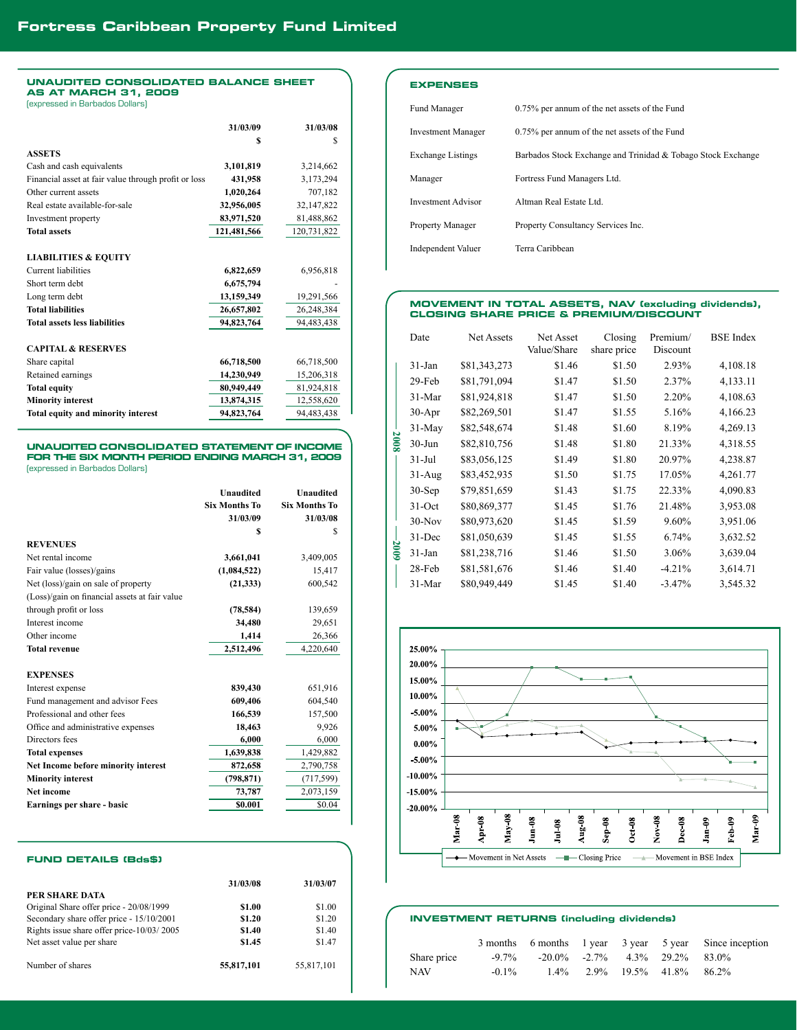# Fortress Caribbean Property Fund Limited

## UNAUDITED CONSOLIDATED BALANCE SHEET AS AT MARCH 31, 2009

(expressed in Barbados Dollars)

| | 31/03/09 | 31/03/08 |
|---|---|---|
| | **$** | $ |
| **ASSETS** | | |
| Cash and cash equivalents | **3,101,819** | 3,214,662 |
| Financial asset at fair value through profit or loss | **431,958** | 3,173,294 |
| Other current assets | **1,020,264** | 707,182 |
| Real estate available-for-sale | **32,956,005** | 32,147,822 |
| Investment property | **83,971,520** | 81,488,862 |
| **Total assets** | **121,481,566** | 120,731,822 |
| **LIABILITIES & EQUITY** | | |
| Current liabilities | **6,822,659** | 6,956,818 |
| Short term debt | **6,675,794** | - |
| Long term debt | **13,159,349** | 19,291,566 |
| **Total liabilities** | **26,657,802** | 26,248,384 |
| **Total assets less liabilities** | **94,823,764** | 94,483,438 |
| **CAPITAL & RESERVES** | | |
| Share capital | **66,718,500** | 66,718,500 |
| Retained earnings | **14,230,949** | 15,206,318 |
| **Total equity** | **80,949,449** | 81,924,818 |
| **Minority interest** | **13,874,315** | 12,558,620 |
| **Total equity and minority interest** | **94,823,764** | 94,483,438 |

## UNAUDITED CONSOLIDATED STATEMENT OF INCOME FOR THE SIX MONTH PERIOD ENDING MARCH 31, 2009

(expressed in Barbados Dollars)

| | Unaudited Six Months To 31/03/09 | Unaudited Six Months To 31/03/08 |
|---|---|---|
| | **$** | $ |
| **REVENUES** | | |
| Net rental income | **3,661,041** | 3,409,005 |
| Fair value (losses)/gains | **(1,084,522)** | 15,417 |
| Net (loss)/gain on sale of property | **(21,333)** | 600,542 |
| (Loss)/gain on financial assets at fair value through profit or loss | **(78,584)** | 139,659 |
| Interest income | **34,480** | 29,651 |
| Other income | **1,414** | 26,366 |
| **Total revenue** | **2,512,496** | 4,220,640 |
| **EXPENSES** | | |
| Interest expense | **839,430** | 651,916 |
| Fund management and advisor Fees | **609,406** | 604,540 |
| Professional and other fees | **166,539** | 157,500 |
| Office and administrative expenses | **18,463** | 9,926 |
| Directors fees | **6,000** | 6,000 |
| **Total expenses** | **1,639,838** | 1,429,882 |
| **Net Income before minority interest** | **872,658** | 2,790,758 |
| **Minority interest** | **(798,871)** | (717,599) |
| **Net income** | **73,787** | 2,073,159 |
| **Earnings per share - basic** | **$0.001** | $0.04 |

## FUND DETAILS (Bds$)

| | 31/03/08 | 31/03/07 |
|---|---|---|
| **PER SHARE DATA** | | |
| Original Share offer price - 20/08/1999 | **$1.00** | $1.00 |
| Secondary share offer price - 15/10/2001 | **$1.20** | $1.20 |
| Rights issue share offer price-10/03/ 2005 | **$1.40** | $1.40 |
| Net asset value per share | **$1.45** | $1.47 |
| Number of shares | **55,817,101** | 55,817,101 |

## EXPENSES

| | |
|---|---|
| Fund Manager | 0.75% per annum of the net assets of the Fund |
| Investment Manager | 0.75% per annum of the net assets of the Fund |
| Exchange Listings | Barbados Stock Exchange and Trinidad & Tobago Stock Exchange |
| Manager | Fortress Fund Managers Ltd. |
| Investment Advisor | Altman Real Estate Ltd. |
| Property Manager | Property Consultancy Services Inc. |
| Independent Valuer | Terra Caribbean |

## MOVEMENT IN TOTAL ASSETS, NAV (excluding dividends), CLOSING SHARE PRICE & PREMIUM/DISCOUNT

| Year | Date | Net Assets | Net Asset Value/Share | Closing share price | Premium/ Discount | BSE Index |
|---|---|---|---|---|---|---|
| 2008 | 31-Jan | $81,343,273 | $1.46 | $1.50 | 2.93% | 4,108.18 |
| | 29-Feb | $81,791,094 | $1.47 | $1.50 | 2.37% | 4,133.11 |
| | 31-Mar | $81,924,818 | $1.47 | $1.50 | 2.20% | 4,108.63 |
| | 30-Apr | $82,269,501 | $1.47 | $1.55 | 5.16% | 4,166.23 |
| | 31-May | $82,548,674 | $1.48 | $1.60 | 8.19% | 4,269.13 |
| | 30-Jun | $82,810,756 | $1.48 | $1.80 | 21.33% | 4,318.55 |
| | 31-Jul | $83,056,125 | $1.49 | $1.80 | 20.97% | 4,238.87 |
| | 31-Aug | $83,452,935 | $1.50 | $1.75 | 17.05% | 4,261.77 |
| | 30-Sep | $79,851,659 | $1.43 | $1.75 | 22.33% | 4,090.83 |
| | 31-Oct | $80,869,377 | $1.45 | $1.76 | 21.48% | 3,953.08 |
| | 30-Nov | $80,973,620 | $1.45 | $1.59 | 9.60% | 3,951.06 |
| | 31-Dec | $81,050,639 | $1.45 | $1.55 | 6.74% | 3,632.52 |
| 2009 | 31-Jan | $81,238,716 | $1.46 | $1.50 | 3.06% | 3,639.04 |
| | 28-Feb | $81,581,676 | $1.46 | $1.40 | -4.21% | 3,614.71 |
| | 31-Mar | $80,949,449 | $1.45 | $1.40 | -3.47% | 3,545.32 |

25.00%
20.00%
15.00%
10.00%
-5.00%
5.00%
0.00%
-5.00%
-10.00%
-15.00%
-20.00%

Mar-08 Apr-08 May-08 Jun-08 Jul-08 Aug-08 Sep-08 Oct-08 Nov-08 Dec-08 Jan-09 Feb-09 Mar-09

Movement in Net Assets — Closing Price — Movement in BSE Index

## INVESTMENT RETURNS (including dividends)

| | 3 months | 6 months | 1 year | 3 year | 5 year | Since inception |
|---|---|---|---|---|---|---|
| Share price | -9.7% | -20.0% | -2.7% | 4.3% | 29.2% | 83.0% |
| NAV | -0.1% | 1.4% | 2.9% | 19.5% | 41.8% | 86.2% |